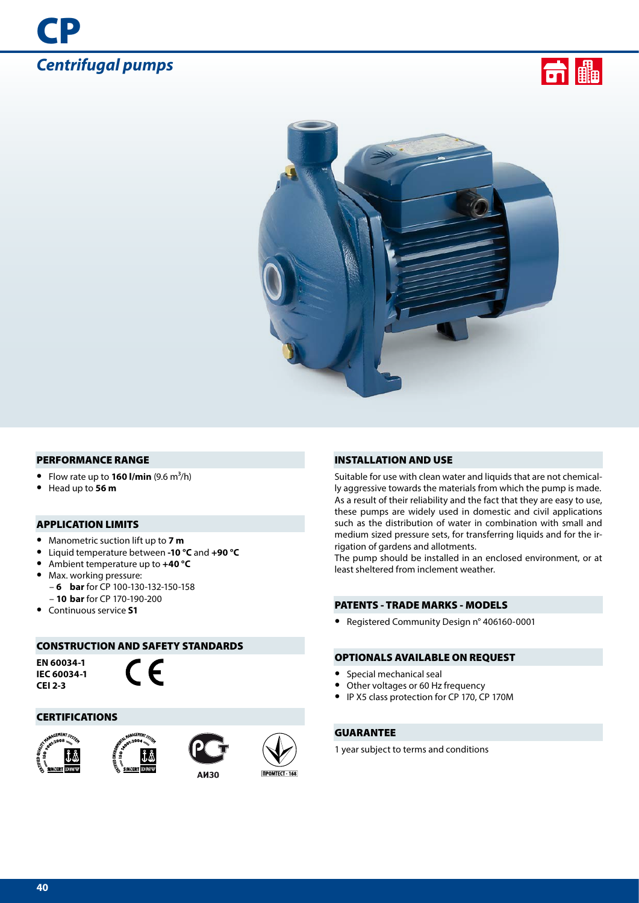# CP

## *Centrifugal pumps*

### PERFORMANCE RANGE

- Flow rate up to **160 l/min** (9.6 $m^3$/h)
- Head up to **56 m**

### APPLICATION LIMITS

- Manometric suction lift up to **7 m**
- Liquid temperature between **-10 °C** and **+90 °C**
- Ambient temperature up to **+40 °C**
- Max. working pressure:
  - **6 bar** for CP 100-130-132-150-158
  - **10 bar** for CP 170-190-200
- Continuous service **S1**

### CONSTRUCTION AND SAFETY STANDARDS

**EN 60034-1**
**IEC 60034-1**
**CEI 2-3**

CE

### CERTIFICATIONS

АИ30

ПРОМТЕСТ - 168

### INSTALLATION AND USE

Suitable for use with clean water and liquids that are not chemically aggressive towards the materials from which the pump is made. As a result of their reliability and the fact that they are easy to use, these pumps are widely used in domestic and civil applications such as the distribution of water in combination with small and medium sized pressure sets, for transferring liquids and for the irrigation of gardens and allotments.
The pump should be installed in an enclosed environment, or at least sheltered from inclement weather.

### PATENTS - TRADE MARKS - MODELS

- Registered Community Design n° 406160-0001

### OPTIONALS AVAILABLE ON REQUEST

- Special mechanical seal
- Other voltages or 60 Hz frequency
- IP X5 class protection for CP 170, CP 170M

### GUARANTEE

1 year subject to terms and conditions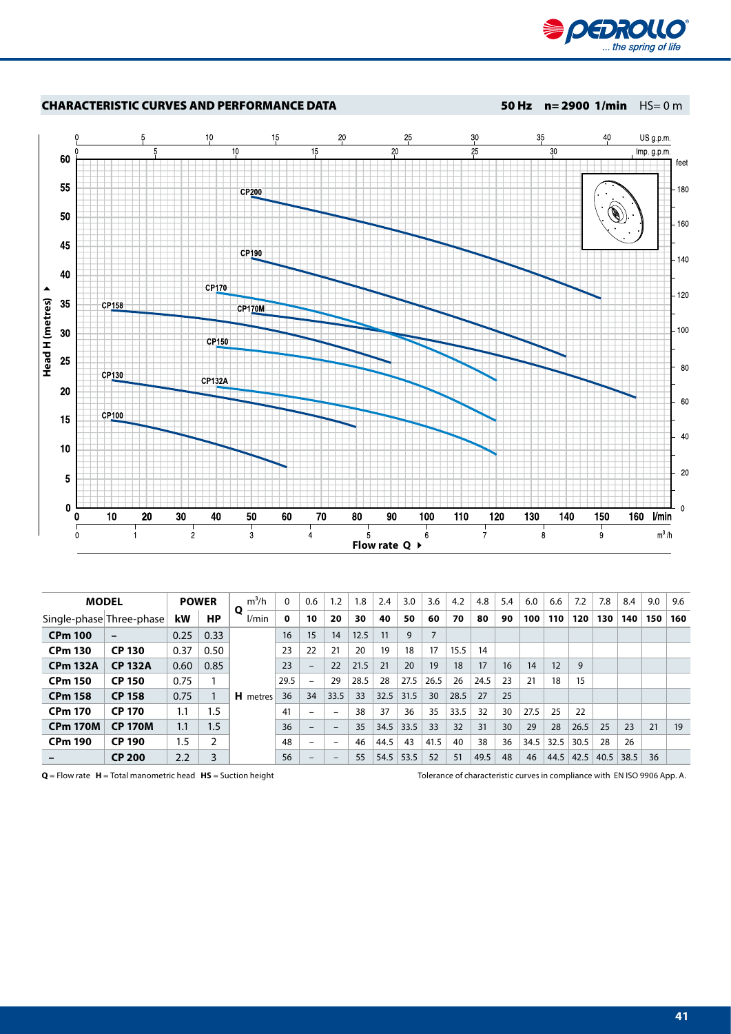## CHARACTERISTIC CURVES AND PERFORMANCE DATA

**50 Hz n= 2900 1/min** HS= 0 m

| MODEL | | POWER | | Q | m³/h | 0 | 0.6 | 1.2 | 1.8 | 2.4 | 3.0 | 3.6 | 4.2 | 4.8 | 5.4 | 6.0 | 6.6 | 7.2 | 7.8 | 8.4 | 9.0 | 9.6 |
|---|---|---|---|---|---|---|---|---|---|---|---|---|---|---|---|---|---|---|---|---|---|---|
| Single-phase | Three-phase | kW | HP | | l/min | **0** | **10** | **20** | **30** | **40** | **50** | **60** | **70** | **80** | **90** | **100** | **110** | **120** | **130** | **140** | **150** | **160** |
| **CPm 100** | – | 0.25 | 0.33 | **H** metres | | 16 | 15 | 14 | 12.5 | 11 | 9 | 7 | | | | | | | | | | |
| **CPm 130** | **CP 130** | 0.37 | 0.50 | | | 23 | 22 | 21 | 20 | 19 | 18 | 17 | 15.5 | 14 | | | | | | | | |
| **CPm 132A** | **CP 132A** | 0.60 | 0.85 | | | 23 | – | 22 | 21.5 | 21 | 20 | 19 | 18 | 17 | 16 | 14 | 12 | 9 | | | | |
| **CPm 150** | **CP 150** | 0.75 | 1 | | | 29.5 | – | 29 | 28.5 | 28 | 27.5 | 26.5 | 26 | 24.5 | 23 | 21 | 18 | 15 | | | | |
| **CPm 158** | **CP 158** | 0.75 | 1 | | | 36 | 34 | 33.5 | 33 | 32.5 | 31.5 | 30 | 28.5 | 27 | 25 | | | | | | | |
| **CPm 170** | **CP 170** | 1.1 | 1.5 | | | 41 | – | – | 38 | 37 | 36 | 35 | 33.5 | 32 | 30 | 27.5 | 25 | 22 | | | | |
| **CPm 170M** | **CP 170M** | 1.1 | 1.5 | | | 36 | – | – | 35 | 34.5 | 33.5 | 33 | 32 | 31 | 30 | 29 | 28 | 26.5 | 25 | 23 | 21 | 19 |
| **CPm 190** | **CP 190** | 1.5 | 2 | | | 48 | – | – | 46 | 44.5 | 43 | 41.5 | 40 | 38 | 36 | 34.5 | 32.5 | 30.5 | 28 | 26 | | |
| – | **CP 200** | 2.2 | 3 | | | 56 | – | – | 55 | 54.5 | 53.5 | 52 | 51 | 49.5 | 48 | 46 | 44.5 | 42.5 | 40.5 | 38.5 | 36 | |

**Q** = Flow rate **H** = Total manometric head **HS** = Suction height

Tolerance of characteristic curves in compliance with EN ISO 9906 App. A.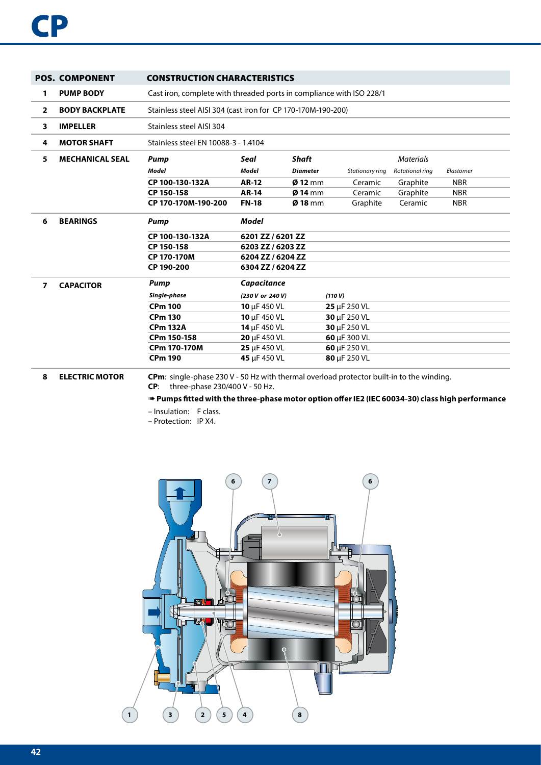# CP

| POS. | COMPONENT | CONSTRUCTION CHARACTERISTICS | | | | | |
|---|---|---|---|---|---|---|---|
| 1 | PUMP BODY | Cast iron, complete with threaded ports in compliance with ISO 228/1 | | | | | |
| 2 | BODY BACKPLATE | Stainless steel AISI 304 (cast iron for CP 170-170M-190-200) | | | | | |
| 3 | IMPELLER | Stainless steel AISI 304 | | | | | |
| 4 | MOTOR SHAFT | Stainless steel EN 10088-3 - 1.4104 | | | | | |
| 5 | MECHANICAL SEAL | ***Pump*** | ***Seal*** | ***Shaft*** | | *Materials* | |
| | | ***Model*** | ***Model*** | ***Diameter*** | *Stationary ring* | *Rotational ring* | *Elastomer* |
| | | **CP 100-130-132A** | **AR-12** | **Ø 12** mm | Ceramic | Graphite | NBR |
| | | **CP 150-158** | **AR-14** | **Ø 14** mm | Ceramic | Graphite | NBR |
| | | **CP 170-170M-190-200** | **FN-18** | **Ø 18** mm | Graphite | Ceramic | NBR |
| 6 | BEARINGS | ***Pump*** | ***Model*** | | | | |
| | | **CP 100-130-132A** | **6201 ZZ / 6201 ZZ** | | | | |
| | | **CP 150-158** | **6203 ZZ / 6203 ZZ** | | | | |
| | | **CP 170-170M** | **6204 ZZ / 6204 ZZ** | | | | |
| | | **CP 190-200** | **6304 ZZ / 6204 ZZ** | | | | |
| 7 | CAPACITOR | ***Pump*** | ***Capacitance*** | | | | |
| | | ***Single-phase*** | ***(230 V or 240 V)*** | ***(110 V)*** | | | |
| | | **CPm 100** | **10** µF 450 VL | **25** µF 250 VL | | | |
| | | **CPm 130** | **10** µF 450 VL | **30** µF 250 VL | | | |
| | | **CPm 132A** | **14** µF 450 VL | **30** µF 250 VL | | | |
| | | **CPm 150-158** | **20** µF 450 VL | **60** µF 300 VL | | | |
| | | **CPm 170-170M** | **25** µF 450 VL | **60** µF 250 VL | | | |
| | | **CPm 190** | **45** µF 450 VL | **80** µF 250 VL | | | |
| 8 | ELECTRIC MOTOR | **CPm**: single-phase 230 V - 50 Hz with thermal overload protector built-in to the winding. **CP**: three-phase 230/400 V - 50 Hz. | | | | | |

➠ **Pumps fitted with the three-phase motor option offer IE2 (IEC 60034-30) class high performance**

– Insulation: F class.
– Protection: IP X4.

1 3 2 5 4 8 6 7 6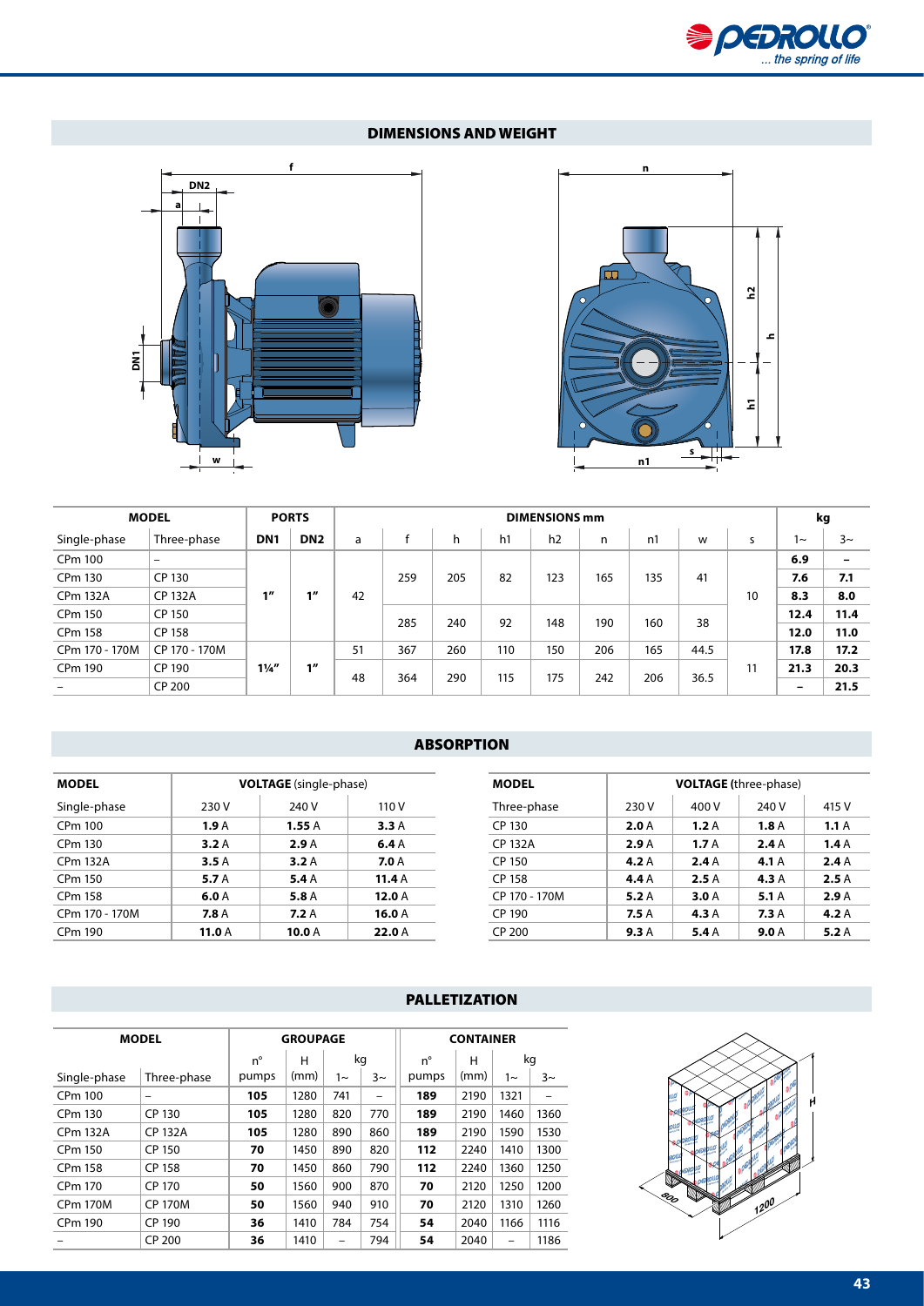## DIMENSIONS AND WEIGHT

f
DN2
a
DN1
h1
w
n
h2
h
h1
s
n1

| MODEL | | PORTS | | DIMENSIONS mm | | | | | | | | | kg | |
|---|---|---|---|---|---|---|---|---|---|---|---|---|---|---|
| Single-phase | Three-phase | DN1 | DN2 | a | f | h | h1 | h2 | n | n1 | w | s | 1~ | 3~ |
| CPm 100 | – | 1" | 1" | 42 | 259 | 205 | 82 | 123 | 165 | 135 | 41 | 10 | **6.9** | **–** |
| CPm 130 | CP 130 | | | | | | | | | | | | **7.6** | **7.1** |
| CPm 132A | CP 132A | | | | | | | | | | | | **8.3** | **8.0** |
| CPm 150 | CP 150 | | | | 285 | 240 | 92 | 148 | 190 | 160 | 38 | | **12.4** | **11.4** |
| CPm 158 | CP 158 | | | | | | | | | | | | **12.0** | **11.0** |
| CPm 170 - 170M | CP 170 - 170M | 1¼" | 1" | 51 | 367 | 260 | 110 | 150 | 206 | 165 | 44.5 | 11 | **17.8** | **17.2** |
| CPm 190 | CP 190 | | | 48 | 364 | 290 | 115 | 175 | 242 | 206 | 36.5 | | **21.3** | **20.3** |
| – | CP 200 | | | | | | | | | | | | **–** | **21.5** |

## ABSORPTION

| MODEL | VOLTAGE (single-phase) | | |
|---|---|---|---|
| Single-phase | 230 V | 240 V | 110 V |
| CPm 100 | **1.9** A | **1.55** A | **3.3** A |
| CPm 130 | **3.2** A | **2.9** A | **6.4** A |
| CPm 132A | **3.5** A | **3.2** A | **7.0** A |
| CPm 150 | **5.7** A | **5.4** A | **11.4** A |
| CPm 158 | **6.0** A | **5.8** A | **12.0** A |
| CPm 170 - 170M | **7.8** A | **7.2** A | **16.0** A |
| CPm 190 | **11.0** A | **10.0** A | **22.0** A |

| MODEL | VOLTAGE (three-phase) | | | |
|---|---|---|---|---|
| Three-phase | 230 V | 400 V | 240 V | 415 V |
| CP 130 | **2.0** A | **1.2** A | **1.8** A | **1.1** A |
| CP 132A | **2.9** A | **1.7** A | **2.4** A | **1.4** A |
| CP 150 | **4.2** A | **2.4** A | **4.1** A | **2.4** A |
| CP 158 | **4.4** A | **2.5** A | **4.3** A | **2.5** A |
| CP 170 - 170M | **5.2** A | **3.0** A | **5.1** A | **2.9** A |
| CP 190 | **7.5** A | **4.3** A | **7.3** A | **4.2** A |
| CP 200 | **9.3** A | **5.4** A | **9.0** A | **5.2** A |

## PALLETIZATION

| MODEL | | GROUPAGE | | | | CONTAINER | | | |
|---|---|---|---|---|---|---|---|---|---|
| | | n° | H | kg | | n° | H | kg | |
| Single-phase | Three-phase | pumps | (mm) | 1~ | 3~ | pumps | (mm) | 1~ | 3~ |
| CPm 100 | – | **105** | 1280 | 741 | – | **189** | 2190 | 1321 | – |
| CPm 130 | CP 130 | **105** | 1280 | 820 | 770 | **189** | 2190 | 1460 | 1360 |
| CPm 132A | CP 132A | **105** | 1280 | 890 | 860 | **189** | 2190 | 1590 | 1530 |
| CPm 150 | CP 150 | **70** | 1450 | 890 | 820 | **112** | 2240 | 1410 | 1300 |
| CPm 158 | CP 158 | **70** | 1450 | 860 | 790 | **112** | 2240 | 1360 | 1250 |
| CPm 170 | CP 170 | **50** | 1560 | 900 | 870 | **70** | 2120 | 1250 | 1200 |
| CPm 170M | CP 170M | **50** | 1560 | 940 | 910 | **70** | 2120 | 1310 | 1260 |
| CPm 190 | CP 190 | **36** | 1410 | 784 | 754 | **54** | 2040 | 1166 | 1116 |
| – | CP 200 | **36** | 1410 | – | 794 | **54** | 2040 | – | 1186 |

H
800
1200